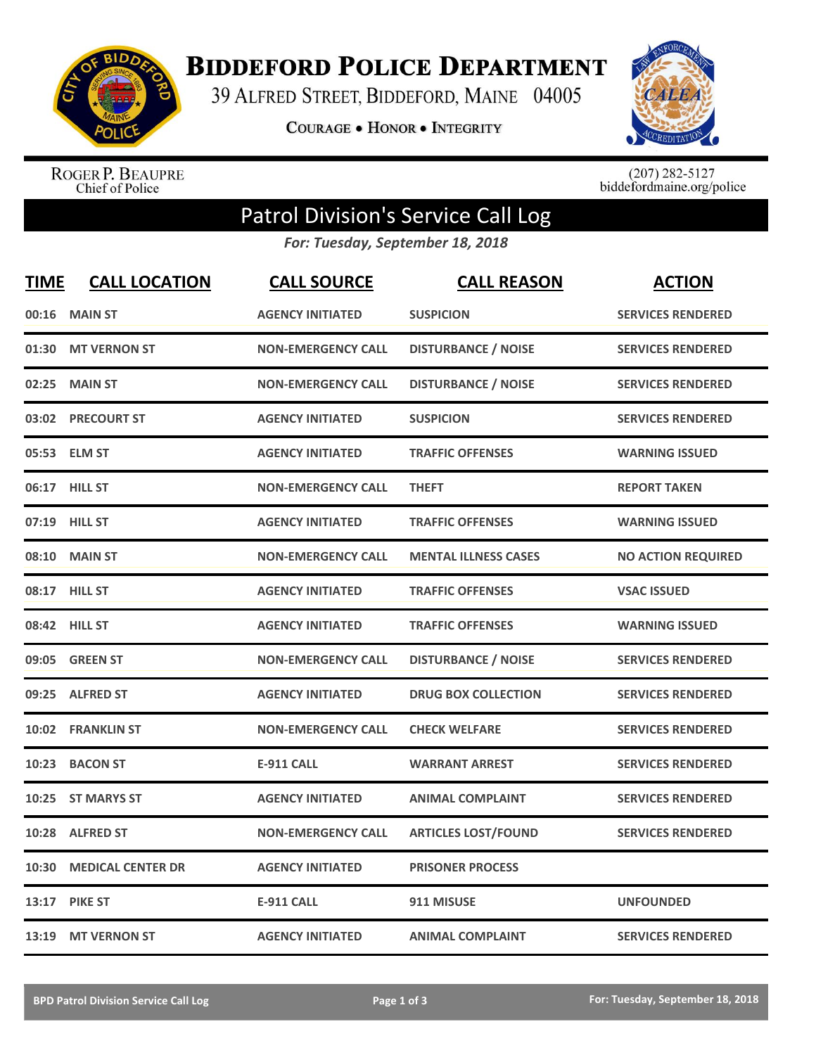# Biddeford Police Department

39 Alfred Street, Biddeford, Maine 04005

**Courage • Honor • Integrity**

Roger P. Beaupre
Chief of Police

(207) 282-5127
biddefordmaine.org/police

## Patrol Division's Service Call Log

*For: Tuesday, September 18, 2018*

| TIME | CALL LOCATION | CALL SOURCE | CALL REASON | ACTION |
|---|---|---|---|---|
| 00:16 | MAIN ST | AGENCY INITIATED | SUSPICION | SERVICES RENDERED |
| 01:30 | MT VERNON ST | NON-EMERGENCY CALL | DISTURBANCE / NOISE | SERVICES RENDERED |
| 02:25 | MAIN ST | NON-EMERGENCY CALL | DISTURBANCE / NOISE | SERVICES RENDERED |
| 03:02 | PRECOURT ST | AGENCY INITIATED | SUSPICION | SERVICES RENDERED |
| 05:53 | ELM ST | AGENCY INITIATED | TRAFFIC OFFENSES | WARNING ISSUED |
| 06:17 | HILL ST | NON-EMERGENCY CALL | THEFT | REPORT TAKEN |
| 07:19 | HILL ST | AGENCY INITIATED | TRAFFIC OFFENSES | WARNING ISSUED |
| 08:10 | MAIN ST | NON-EMERGENCY CALL | MENTAL ILLNESS CASES | NO ACTION REQUIRED |
| 08:17 | HILL ST | AGENCY INITIATED | TRAFFIC OFFENSES | VSAC ISSUED |
| 08:42 | HILL ST | AGENCY INITIATED | TRAFFIC OFFENSES | WARNING ISSUED |
| 09:05 | GREEN ST | NON-EMERGENCY CALL | DISTURBANCE / NOISE | SERVICES RENDERED |
| 09:25 | ALFRED ST | AGENCY INITIATED | DRUG BOX COLLECTION | SERVICES RENDERED |
| 10:02 | FRANKLIN ST | NON-EMERGENCY CALL | CHECK WELFARE | SERVICES RENDERED |
| 10:23 | BACON ST | E-911 CALL | WARRANT ARREST | SERVICES RENDERED |
| 10:25 | ST MARYS ST | AGENCY INITIATED | ANIMAL COMPLAINT | SERVICES RENDERED |
| 10:28 | ALFRED ST | NON-EMERGENCY CALL | ARTICLES LOST/FOUND | SERVICES RENDERED |
| 10:30 | MEDICAL CENTER DR | AGENCY INITIATED | PRISONER PROCESS | |
| 13:17 | PIKE ST | E-911 CALL | 911 MISUSE | UNFOUNDED |
| 13:19 | MT VERNON ST | AGENCY INITIATED | ANIMAL COMPLAINT | SERVICES RENDERED |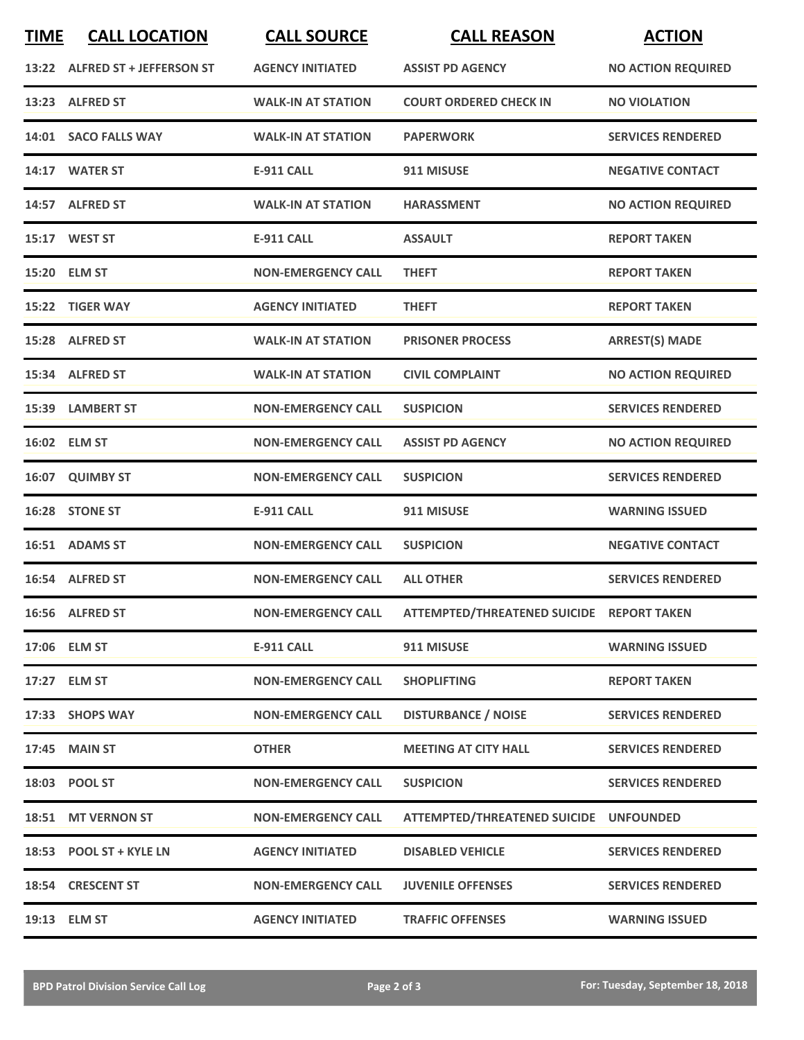| TIME | CALL LOCATION | CALL SOURCE | CALL REASON | ACTION |
|---|---|---|---|---|
| 13:22 | ALFRED ST + JEFFERSON ST | AGENCY INITIATED | ASSIST PD AGENCY | NO ACTION REQUIRED |
| 13:23 | ALFRED ST | WALK-IN AT STATION | COURT ORDERED CHECK IN | NO VIOLATION |
| 14:01 | SACO FALLS WAY | WALK-IN AT STATION | PAPERWORK | SERVICES RENDERED |
| 14:17 | WATER ST | E-911 CALL | 911 MISUSE | NEGATIVE CONTACT |
| 14:57 | ALFRED ST | WALK-IN AT STATION | HARASSMENT | NO ACTION REQUIRED |
| 15:17 | WEST ST | E-911 CALL | ASSAULT | REPORT TAKEN |
| 15:20 | ELM ST | NON-EMERGENCY CALL | THEFT | REPORT TAKEN |
| 15:22 | TIGER WAY | AGENCY INITIATED | THEFT | REPORT TAKEN |
| 15:28 | ALFRED ST | WALK-IN AT STATION | PRISONER PROCESS | ARREST(S) MADE |
| 15:34 | ALFRED ST | WALK-IN AT STATION | CIVIL COMPLAINT | NO ACTION REQUIRED |
| 15:39 | LAMBERT ST | NON-EMERGENCY CALL | SUSPICION | SERVICES RENDERED |
| 16:02 | ELM ST | NON-EMERGENCY CALL | ASSIST PD AGENCY | NO ACTION REQUIRED |
| 16:07 | QUIMBY ST | NON-EMERGENCY CALL | SUSPICION | SERVICES RENDERED |
| 16:28 | STONE ST | E-911 CALL | 911 MISUSE | WARNING ISSUED |
| 16:51 | ADAMS ST | NON-EMERGENCY CALL | SUSPICION | NEGATIVE CONTACT |
| 16:54 | ALFRED ST | NON-EMERGENCY CALL | ALL OTHER | SERVICES RENDERED |
| 16:56 | ALFRED ST | NON-EMERGENCY CALL | ATTEMPTED/THREATENED SUICIDE | REPORT TAKEN |
| 17:06 | ELM ST | E-911 CALL | 911 MISUSE | WARNING ISSUED |
| 17:27 | ELM ST | NON-EMERGENCY CALL | SHOPLIFTING | REPORT TAKEN |
| 17:33 | SHOPS WAY | NON-EMERGENCY CALL | DISTURBANCE / NOISE | SERVICES RENDERED |
| 17:45 | MAIN ST | OTHER | MEETING AT CITY HALL | SERVICES RENDERED |
| 18:03 | POOL ST | NON-EMERGENCY CALL | SUSPICION | SERVICES RENDERED |
| 18:51 | MT VERNON ST | NON-EMERGENCY CALL | ATTEMPTED/THREATENED SUICIDE | UNFOUNDED |
| 18:53 | POOL ST + KYLE LN | AGENCY INITIATED | DISABLED VEHICLE | SERVICES RENDERED |
| 18:54 | CRESCENT ST | NON-EMERGENCY CALL | JUVENILE OFFENSES | SERVICES RENDERED |
| 19:13 | ELM ST | AGENCY INITIATED | TRAFFIC OFFENSES | WARNING ISSUED |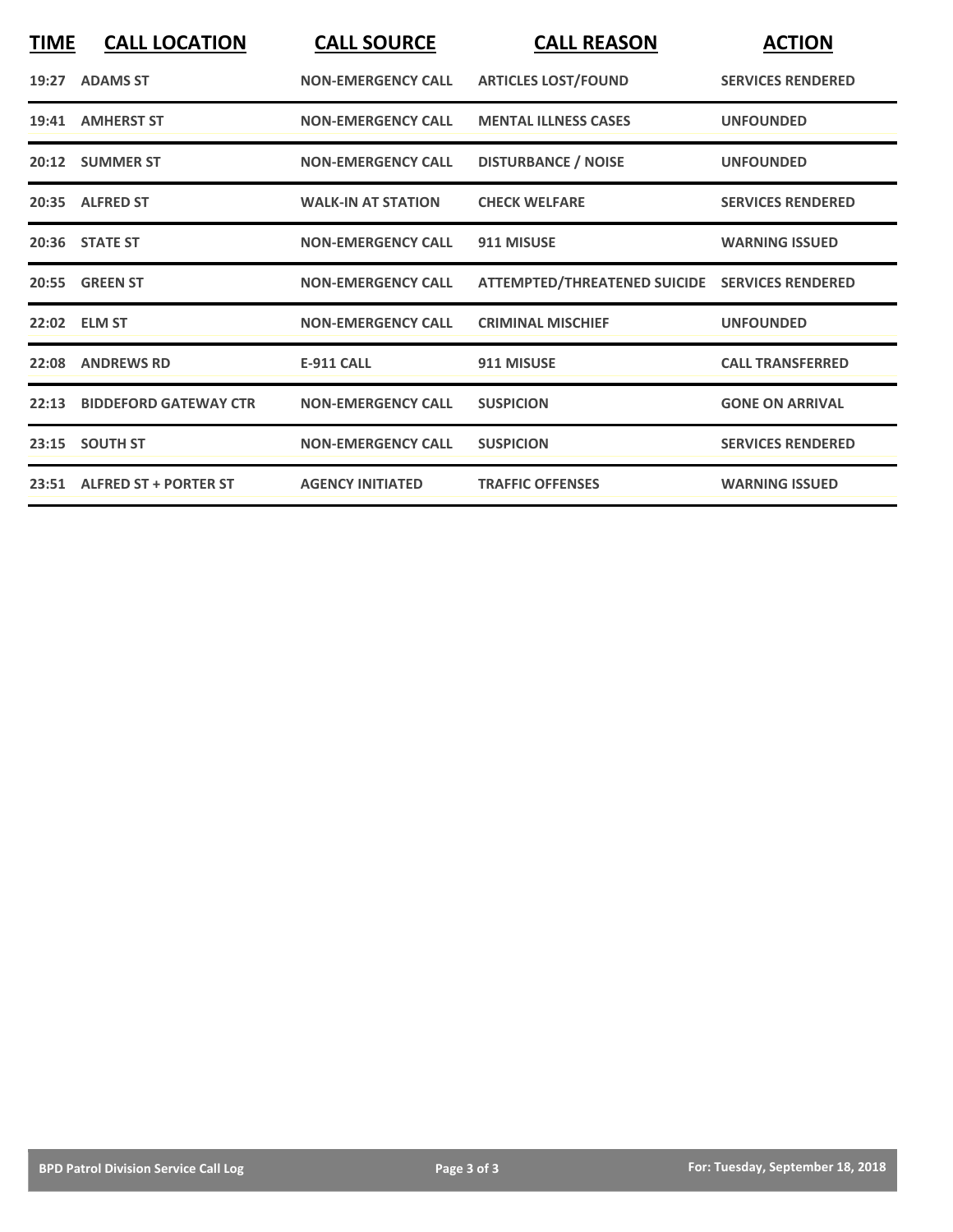| TIME | CALL LOCATION | CALL SOURCE | CALL REASON | ACTION |
| --- | --- | --- | --- | --- |
| 19:27 | ADAMS ST | NON-EMERGENCY CALL | ARTICLES LOST/FOUND | SERVICES RENDERED |
| 19:41 | AMHERST ST | NON-EMERGENCY CALL | MENTAL ILLNESS CASES | UNFOUNDED |
| 20:12 | SUMMER ST | NON-EMERGENCY CALL | DISTURBANCE / NOISE | UNFOUNDED |
| 20:35 | ALFRED ST | WALK-IN AT STATION | CHECK WELFARE | SERVICES RENDERED |
| 20:36 | STATE ST | NON-EMERGENCY CALL | 911 MISUSE | WARNING ISSUED |
| 20:55 | GREEN ST | NON-EMERGENCY CALL | ATTEMPTED/THREATENED SUICIDE | SERVICES RENDERED |
| 22:02 | ELM ST | NON-EMERGENCY CALL | CRIMINAL MISCHIEF | UNFOUNDED |
| 22:08 | ANDREWS RD | E-911 CALL | 911 MISUSE | CALL TRANSFERRED |
| 22:13 | BIDDEFORD GATEWAY CTR | NON-EMERGENCY CALL | SUSPICION | GONE ON ARRIVAL |
| 23:15 | SOUTH ST | NON-EMERGENCY CALL | SUSPICION | SERVICES RENDERED |
| 23:51 | ALFRED ST + PORTER ST | AGENCY INITIATED | TRAFFIC OFFENSES | WARNING ISSUED |